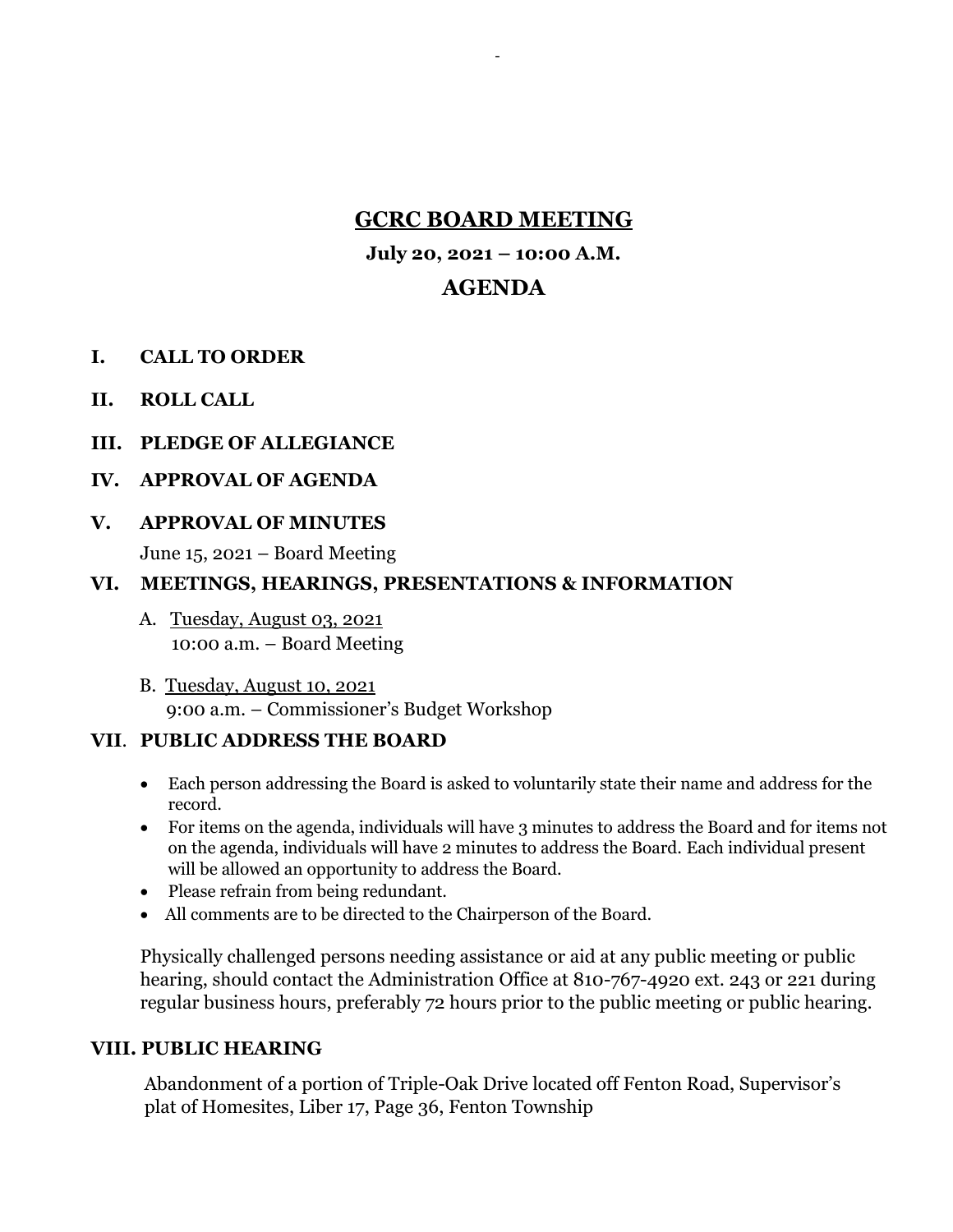# GCRC BOARD MEETING

**July 20, 2021 – 10:00 A.M.**

## AGENDA

**I. CALL TO ORDER**

**II. ROLL CALL**

**III. PLEDGE OF ALLEGIANCE**

**IV. APPROVAL OF AGENDA**

**V. APPROVAL OF MINUTES**

June 15, 2021 – Board Meeting

**VI. MEETINGS, HEARINGS, PRESENTATIONS & INFORMATION**

A. Tuesday, August 03, 2021
10:00 a.m. – Board Meeting

B. Tuesday, August 10, 2021
9:00 a.m. – Commissioner's Budget Workshop

**VII. PUBLIC ADDRESS THE BOARD**

- Each person addressing the Board is asked to voluntarily state their name and address for the record.
- For items on the agenda, individuals will have 3 minutes to address the Board and for items not on the agenda, individuals will have 2 minutes to address the Board. Each individual present will be allowed an opportunity to address the Board.
- Please refrain from being redundant.
- All comments are to be directed to the Chairperson of the Board.

Physically challenged persons needing assistance or aid at any public meeting or public hearing, should contact the Administration Office at 810-767-4920 ext. 243 or 221 during regular business hours, preferably 72 hours prior to the public meeting or public hearing.

**VIII. PUBLIC HEARING**

Abandonment of a portion of Triple-Oak Drive located off Fenton Road, Supervisor's plat of Homesites, Liber 17, Page 36, Fenton Township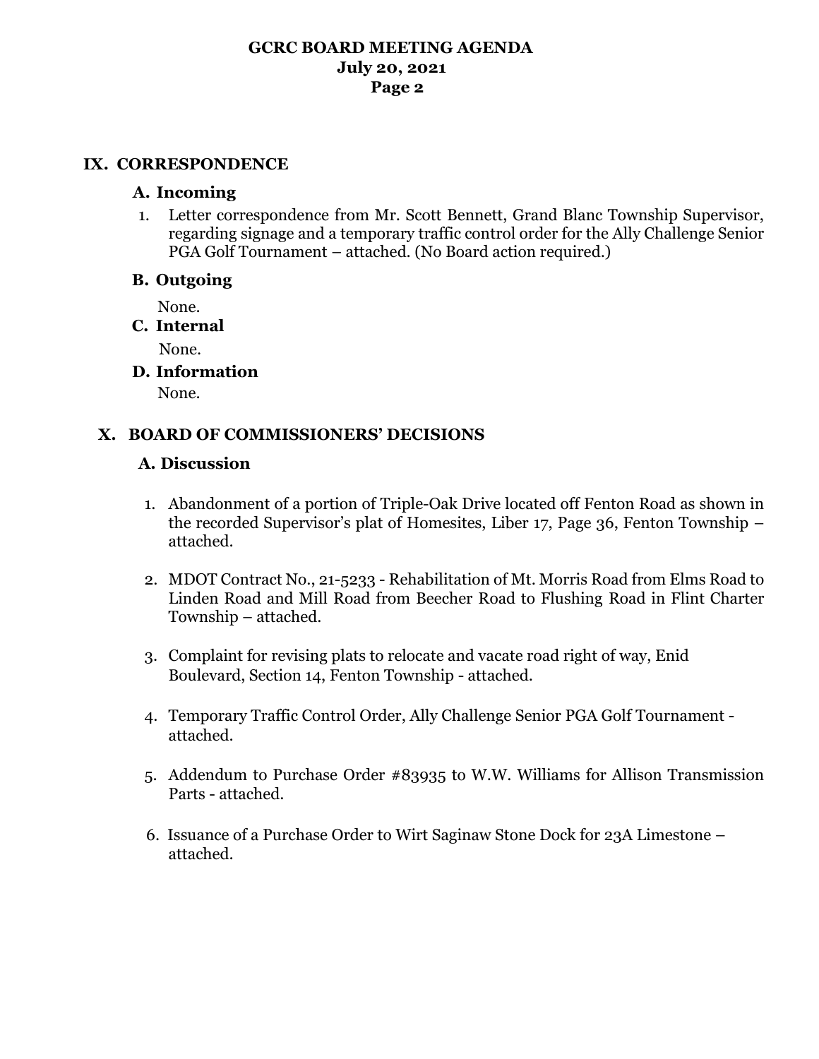## IX. CORRESPONDENCE

### A. Incoming

1. Letter correspondence from Mr. Scott Bennett, Grand Blanc Township Supervisor, regarding signage and a temporary traffic control order for the Ally Challenge Senior PGA Golf Tournament – attached. (No Board action required.)

### B. Outgoing

None.

### C. Internal

None.

### D. Information

None.

## X. BOARD OF COMMISSIONERS' DECISIONS

### A. Discussion

1. Abandonment of a portion of Triple-Oak Drive located off Fenton Road as shown in the recorded Supervisor's plat of Homesites, Liber 17, Page 36, Fenton Township – attached.

2. MDOT Contract No., 21-5233 - Rehabilitation of Mt. Morris Road from Elms Road to Linden Road and Mill Road from Beecher Road to Flushing Road in Flint Charter Township – attached.

3. Complaint for revising plats to relocate and vacate road right of way, Enid Boulevard, Section 14, Fenton Township - attached.

4. Temporary Traffic Control Order, Ally Challenge Senior PGA Golf Tournament - attached.

5. Addendum to Purchase Order #83935 to W.W. Williams for Allison Transmission Parts - attached.

6. Issuance of a Purchase Order to Wirt Saginaw Stone Dock for 23A Limestone – attached.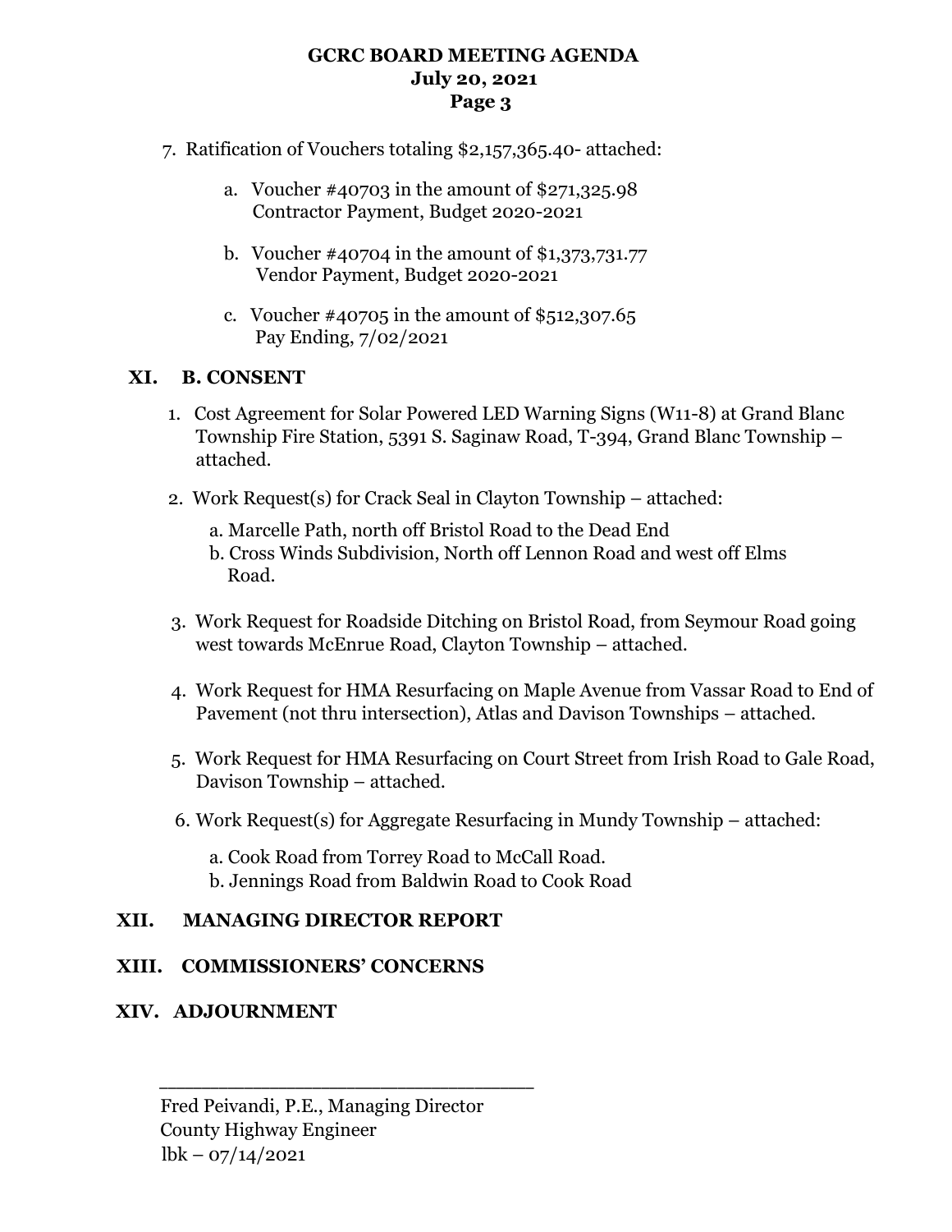7. Ratification of Vouchers totaling $2,157,365.40- attached:

   a. Voucher #40703 in the amount of $271,325.98
      Contractor Payment, Budget 2020-2021

   b. Voucher #40704 in the amount of $1,373,731.77
      Vendor Payment, Budget 2020-2021

   c. Voucher #40705 in the amount of $512,307.65
      Pay Ending, 7/02/2021

## XI. B. CONSENT

1. Cost Agreement for Solar Powered LED Warning Signs (W11-8) at Grand Blanc Township Fire Station, 5391 S. Saginaw Road, T-394, Grand Blanc Township – attached.

2. Work Request(s) for Crack Seal in Clayton Township – attached:

   a. Marcelle Path, north off Bristol Road to the Dead End
   b. Cross Winds Subdivision, North off Lennon Road and west off Elms Road.

3. Work Request for Roadside Ditching on Bristol Road, from Seymour Road going west towards McEnrue Road, Clayton Township – attached.

4. Work Request for HMA Resurfacing on Maple Avenue from Vassar Road to End of Pavement (not thru intersection), Atlas and Davison Townships – attached.

5. Work Request for HMA Resurfacing on Court Street from Irish Road to Gale Road, Davison Township – attached.

6. Work Request(s) for Aggregate Resurfacing in Mundy Township – attached:

   a. Cook Road from Torrey Road to McCall Road.
   b. Jennings Road from Baldwin Road to Cook Road

## XII. MANAGING DIRECTOR REPORT

## XIII. COMMISSIONERS' CONCERNS

## XIV. ADJOURNMENT

\_\_\_\_\_\_\_\_\_\_\_\_\_\_\_\_\_\_\_\_\_\_\_\_\_\_\_\_\_\_\_\_\_\_

Fred Peivandi, P.E., Managing Director
County Highway Engineer
lbk – 07/14/2021